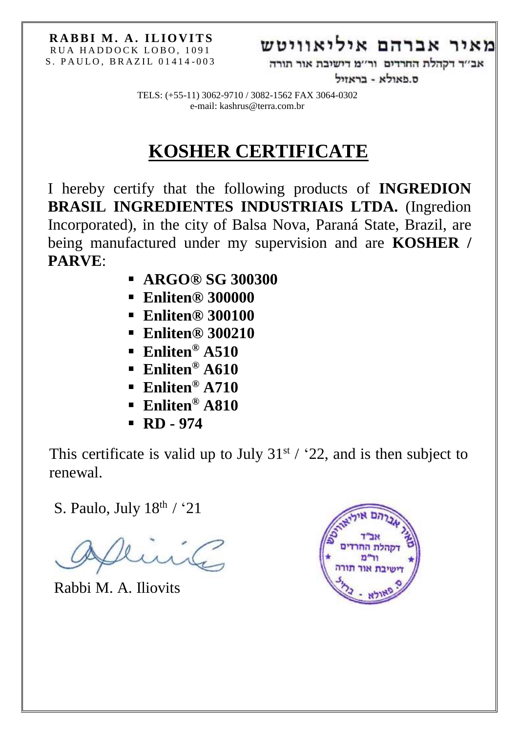**RABBI M. A. ILIOVITS**
RUA HADDOCK LOBO, 1091
S. PAULO, BRAZIL 01414-003

**מאיר אברהם איליאוויטש**
אב״ד דקהלת החרדים ור״מ דישיבת אור תורה
ס.פאולא - בראזיל

TELS: (+55-11) 3062-9710 / 3082-1562 FAX 3064-0302
e-mail: kashrus@terra.com.br

# KOSHER CERTIFICATE

I hereby certify that the following products of **INGREDION BRASIL INGREDIENTES INDUSTRIAIS LTDA.** (Ingredion Incorporated), in the city of Balsa Nova, Paraná State, Brazil, are being manufactured under my supervision and are **KOSHER / PARVE**:

- **ARGO® SG 300300**
- **Enliten® 300000**
- **Enliten® 300100**
- **Enliten® 300210**
- **Enliten® A510**
- **Enliten® A610**
- **Enliten® A710**
- **Enliten® A810**
- **RD - 974**

This certificate is valid up to July 31st / '22, and is then subject to renewal.

S. Paulo, July 18th / '21

Rabbi M. A. Iliovits

מאיר אברהם איליאוויטש
אב״ד
דקהלת החרדים
ור״מ
דישיבת אור תורה
ס. פאולא - ברזיל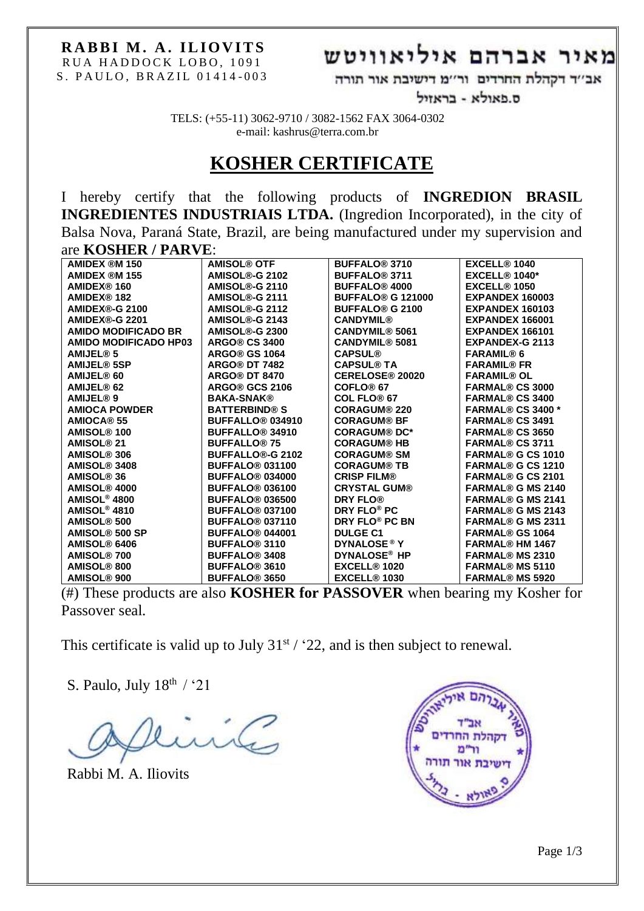**RABBI M. A. ILIOVITS**
RUA HADDOCK LOBO, 1091
S. PAULO, BRAZIL 01414-003

**מאיר אברהם איליאוויטש**
אב״ד דקהלת החרדים ור״מ דישיבת אור תורה
ס.פאולא - בראזיל

TELS: (+55-11) 3062-9710 / 3082-1562 FAX 3064-0302
e-mail: kashrus@terra.com.br

# KOSHER CERTIFICATE

I hereby certify that the following products of **INGREDION BRASIL INGREDIENTES INDUSTRIAIS LTDA.** (Ingredion Incorporated), in the city of Balsa Nova, Paraná State, Brazil, are being manufactured under my supervision and are **KOSHER / PARVE**:

| | | | |
|---|---|---|---|
| AMIDEX ®M 150 | AMISOL® OTF | BUFFALO® 3710 | EXCELL® 1040 |
| AMIDEX ®M 155 | AMISOL®-G 2102 | BUFFALO® 3711 | EXCELL® 1040* |
| AMIDEX® 160 | AMISOL®-G 2110 | BUFFALO® 4000 | EXCELL® 1050 |
| AMIDEX® 182 | AMISOL®-G 2111 | BUFFALO® G 121000 | EXPANDEX 160003 |
| AMIDEX®-G 2100 | AMISOL®-G 2112 | BUFFALO® G 2100 | EXPANDEX 160103 |
| AMIDEX®-G 2201 | AMISOL®-G 2143 | CANDYMIL® | EXPANDEX 166001 |
| AMIDO MODIFICADO BR | AMISOL®-G 2300 | CANDYMIL® 5061 | EXPANDEX 166101 |
| AMIDO MODIFICADO HP03 | ARGO® CS 3400 | CANDYMIL® 5081 | EXPANDEX-G 2113 |
| AMIJEL® 5 | ARGO® GS 1064 | CAPSUL® | FARAMIL® 6 |
| AMIJEL® 5SP | ARGO® DT 7482 | CAPSUL® TA | FARAMIL® FR |
| AMIJEL® 60 | ARGO® DT 8470 | CERELOSE® 20020 | FARAMIL® OL |
| AMIJEL® 62 | ARGO® GCS 2106 | COFLO® 67 | FARMAL® CS 3000 |
| AMIJEL® 9 | BAKA-SNAK® | COL FLO® 67 | FARMAL® CS 3400 |
| AMIOCA POWDER | BATTERBIND® S | CORAGUM® 220 | FARMAL® CS 3400 * |
| AMIOCA® 55 | BUFFALLO® 034910 | CORAGUM® BF | FARMAL® CS 3491 |
| AMISOL® 100 | BUFFALLO® 34910 | CORAGUM® DC* | FARMAL® CS 3650 |
| AMISOL® 21 | BUFFALLO® 75 | CORAGUM® HB | FARMAL® CS 3711 |
| AMISOL® 306 | BUFFALLO®-G 2102 | CORAGUM® SM | FARMAL® G CS 1010 |
| AMISOL® 3408 | BUFFALO® 031100 | CORAGUM® TB | FARMAL® G CS 1210 |
| AMISOL® 36 | BUFFALO® 034000 | CRISP FILM® | FARMAL® G CS 2101 |
| AMISOL® 4000 | BUFFALO® 036100 | CRYSTAL GUM® | FARMAL® G MS 2140 |
| AMISOL® 4800 | BUFFALO® 036500 | DRY FLO® | FARMAL® G MS 2141 |
| AMISOL® 4810 | BUFFALO® 037100 | DRY FLO® PC | FARMAL® G MS 2143 |
| AMISOL® 500 | BUFFALO® 037110 | DRY FLO® PC BN | FARMAL® G MS 2311 |
| AMISOL® 500 SP | BUFFALO® 044001 | DULGE C1 | FARMAL® GS 1064 |
| AMISOL® 6406 | BUFFALO® 3110 | DYNALOSE® Y | FARMAL® HM 1467 |
| AMISOL® 700 | BUFFALO® 3408 | DYNALOSE® HP | FARMAL® MS 2310 |
| AMISOL® 800 | BUFFALO® 3610 | EXCELL® 1020 | FARMAL® MS 5110 |
| AMISOL® 900 | BUFFALO® 3650 | EXCELL® 1030 | FARMAL® MS 5920 |

(#) These products are also **KOSHER for PASSOVER** when bearing my Kosher for Passover seal.

This certificate is valid up to July 31st / '22, and is then subject to renewal.

S. Paulo, July 18th / '21

Rabbi M. A. Iliovits

מאיר אברהם איליאוויטש
אב"ד
דקהלת החרדים
ור"מ
דישיבת אור תורה
ס. פאולא - ברזיל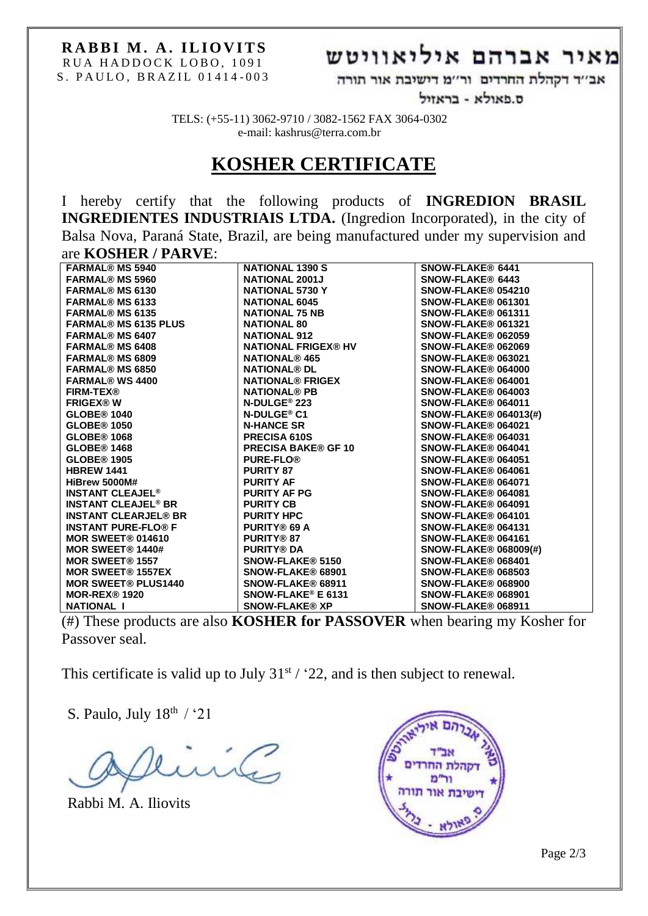**RABBI M. A. ILIOVITS**
RUA HADDOCK LOBO, 1091
S. PAULO, BRAZIL 01414-003

# מאיר אברהם איליאוויטש

אב"ד דקהלת החרדים ור"מ דישיבת אור תורה
ס.פאולא - בראזיל

TELS: (+55-11) 3062-9710 / 3082-1562 FAX 3064-0302
e-mail: kashrus@terra.com.br

# KOSHER CERTIFICATE

I hereby certify that the following products of **INGREDION BRASIL INGREDIENTES INDUSTRIAIS LTDA.** (Ingredion Incorporated), in the city of Balsa Nova, Paraná State, Brazil, are being manufactured under my supervision and are **KOSHER / PARVE**:

| | | |
|---|---|---|
| **FARMAL® MS 5940** | **NATIONAL 1390 S** | **SNOW-FLAKE® 6441** |
| **FARMAL® MS 5960** | **NATIONAL 2001J** | **SNOW-FLAKE® 6443** |
| **FARMAL® MS 6130** | **NATIONAL 5730 Y** | **SNOW-FLAKE® 054210** |
| **FARMAL® MS 6133** | **NATIONAL 6045** | **SNOW-FLAKE® 061301** |
| **FARMAL® MS 6135** | **NATIONAL 75 NB** | **SNOW-FLAKE® 061311** |
| **FARMAL® MS 6135 PLUS** | **NATIONAL 80** | **SNOW-FLAKE® 061321** |
| **FARMAL® MS 6407** | **NATIONAL 912** | **SNOW-FLAKE® 062059** |
| **FARMAL® MS 6408** | **NATIONAL FRIGEX® HV** | **SNOW-FLAKE® 062069** |
| **FARMAL® MS 6809** | **NATIONAL® 465** | **SNOW-FLAKE® 063021** |
| **FARMAL® MS 6850** | **NATIONAL® DL** | **SNOW-FLAKE® 064000** |
| **FARMAL® WS 4400** | **NATIONAL® FRIGEX** | **SNOW-FLAKE® 064001** |
| **FIRM-TEX®** | **NATIONAL® PB** | **SNOW-FLAKE® 064003** |
| **FRIGEX® W** | **N-DULGE® 223** | **SNOW-FLAKE® 064011** |
| **GLOBE® 1040** | **N-DULGE® C1** | **SNOW-FLAKE® 064013(#)** |
| **GLOBE® 1050** | **N-HANCE SR** | **SNOW-FLAKE® 064021** |
| **GLOBE® 1068** | **PRECISA 610S** | **SNOW-FLAKE® 064031** |
| **GLOBE® 1468** | **PRECISA BAKE® GF 10** | **SNOW-FLAKE® 064041** |
| **GLOBE® 1905** | **PURE-FLO®** | **SNOW-FLAKE® 064051** |
| **HBREW 1441** | **PURITY 87** | **SNOW-FLAKE® 064061** |
| **HiBrew 5000M#** | **PURITY AF** | **SNOW-FLAKE® 064071** |
| **INSTANT CLEAJEL®** | **PURITY AF PG** | **SNOW-FLAKE® 064081** |
| **INSTANT CLEAJEL® BR** | **PURITY CB** | **SNOW-FLAKE® 064091** |
| **INSTANT CLEARJEL® BR** | **PURITY HPC** | **SNOW-FLAKE® 064101** |
| **INSTANT PURE-FLO® F** | **PURITY® 69 A** | **SNOW-FLAKE® 064131** |
| **MOR SWEET® 014610** | **PURITY® 87** | **SNOW-FLAKE® 064161** |
| **MOR SWEET® 1440#** | **PURITY® DA** | **SNOW-FLAKE® 068009(#)** |
| **MOR SWEET® 1557** | **SNOW-FLAKE® 5150** | **SNOW-FLAKE® 068401** |
| **MOR SWEET® 1557EX** | **SNOW-FLAKE® 68901** | **SNOW-FLAKE® 068503** |
| **MOR SWEET® PLUS1440** | **SNOW-FLAKE® 68911** | **SNOW-FLAKE® 068900** |
| **MOR-REX® 1920** | **SNOW-FLAKE® E 6131** | **SNOW-FLAKE® 068901** |
| **NATIONAL I** | **SNOW-FLAKE® XP** | **SNOW-FLAKE® 068911** |

(#) These products are also **KOSHER for PASSOVER** when bearing my Kosher for Passover seal.

This certificate is valid up to July 31st / '22, and is then subject to renewal.

S. Paulo, July 18th / '21

Rabbi M. A. Iliovits

מאיר אברהם איליאוויטש
אב"ד
דקהלת החרדים
ור"מ
דישיבת אור תורה
ס. פאולא - ברזיל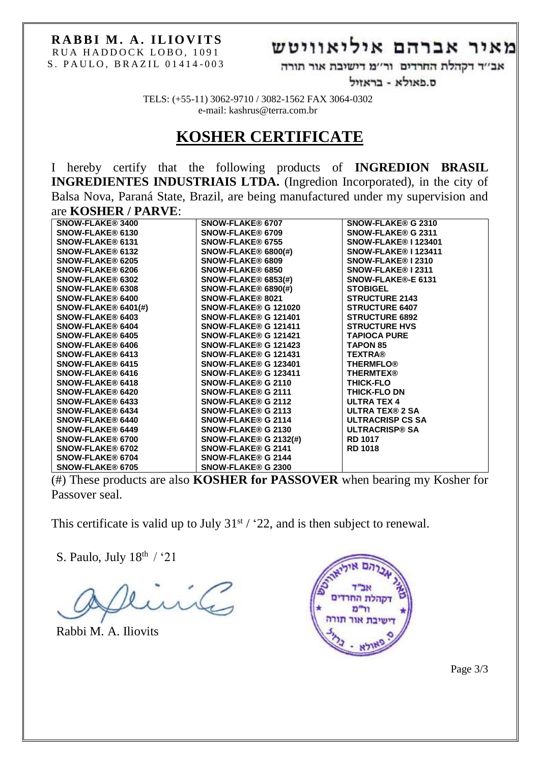**RABBI M. A. ILIOVITS**
RUA HADDOCK LOBO, 1091
S. PAULO, BRAZIL 01414-003

**מאיר אברהם איליאוויטש**
אב"ד דקהלת החרדים ור"מ דישיבת אור תורה
ס.פאולא - בראזיל

TELS: (+55-11) 3062-9710 / 3082-1562 FAX 3064-0302
e-mail: kashrus@terra.com.br

# KOSHER CERTIFICATE

I hereby certify that the following products of **INGREDION BRASIL INGREDIENTES INDUSTRIAIS LTDA.** (Ingredion Incorporated), in the city of Balsa Nova, Paraná State, Brazil, are being manufactured under my supervision and are **KOSHER / PARVE**:

| | | |
|---|---|---|
| SNOW-FLAKE® 3400 | SNOW-FLAKE® 6707 | SNOW-FLAKE® G 2310 |
| SNOW-FLAKE® 6130 | SNOW-FLAKE® 6709 | SNOW-FLAKE® G 2311 |
| SNOW-FLAKE® 6131 | SNOW-FLAKE® 6755 | SNOW-FLAKE® I 123401 |
| SNOW-FLAKE® 6132 | SNOW-FLAKE® 6800(#) | SNOW-FLAKE® I 123411 |
| SNOW-FLAKE® 6205 | SNOW-FLAKE® 6809 | SNOW-FLAKE® I 2310 |
| SNOW-FLAKE® 6206 | SNOW-FLAKE® 6850 | SNOW-FLAKE® I 2311 |
| SNOW-FLAKE® 6302 | SNOW-FLAKE® 6853(#) | SNOW-FLAKE®-E 6131 |
| SNOW-FLAKE® 6308 | SNOW-FLAKE® 6890(#) | STOBIGEL |
| SNOW-FLAKE® 6400 | SNOW-FLAKE® 8021 | STRUCTURE 2143 |
| SNOW-FLAKE® 6401(#) | SNOW-FLAKE® G 121020 | STRUCTURE 6407 |
| SNOW-FLAKE® 6403 | SNOW-FLAKE® G 121401 | STRUCTURE 6892 |
| SNOW-FLAKE® 6404 | SNOW-FLAKE® G 121411 | STRUCTURE HVS |
| SNOW-FLAKE® 6405 | SNOW-FLAKE® G 121421 | TAPIOCA PURE |
| SNOW-FLAKE® 6406 | SNOW-FLAKE® G 121423 | TAPON 85 |
| SNOW-FLAKE® 6413 | SNOW-FLAKE® G 121431 | TEXTRA® |
| SNOW-FLAKE® 6415 | SNOW-FLAKE® G 123401 | THERMFLO® |
| SNOW-FLAKE® 6416 | SNOW-FLAKE® G 123411 | THERMTEX® |
| SNOW-FLAKE® 6418 | SNOW-FLAKE® G 2110 | THICK-FLO |
| SNOW-FLAKE® 6420 | SNOW-FLAKE® G 2111 | THICK-FLO DN |
| SNOW-FLAKE® 6433 | SNOW-FLAKE® G 2112 | ULTRA TEX 4 |
| SNOW-FLAKE® 6434 | SNOW-FLAKE® G 2113 | ULTRA TEX® 2 SA |
| SNOW-FLAKE® 6440 | SNOW-FLAKE® G 2114 | ULTRACRISP CS SA |
| SNOW-FLAKE® 6449 | SNOW-FLAKE® G 2130 | ULTRACRISP® SA |
| SNOW-FLAKE® 6700 | SNOW-FLAKE® G 2132(#) | RD 1017 |
| SNOW-FLAKE® 6702 | SNOW-FLAKE® G 2141 | RD 1018 |
| SNOW-FLAKE® 6704 | SNOW-FLAKE® G 2144 | |
| SNOW-FLAKE® 6705 | SNOW-FLAKE® G 2300 | |

(#) These products are also **KOSHER for PASSOVER** when bearing my Kosher for Passover seal.

This certificate is valid up to July 31st / '22, and is then subject to renewal.

S. Paulo, July 18th / '21

Rabbi M. A. Iliovits

מאיר אברהם איליאוויטש
אב"ד
דקהלת החרדים
ור"מ
דישיבת אור תורה
ס. פאולא - ברזיל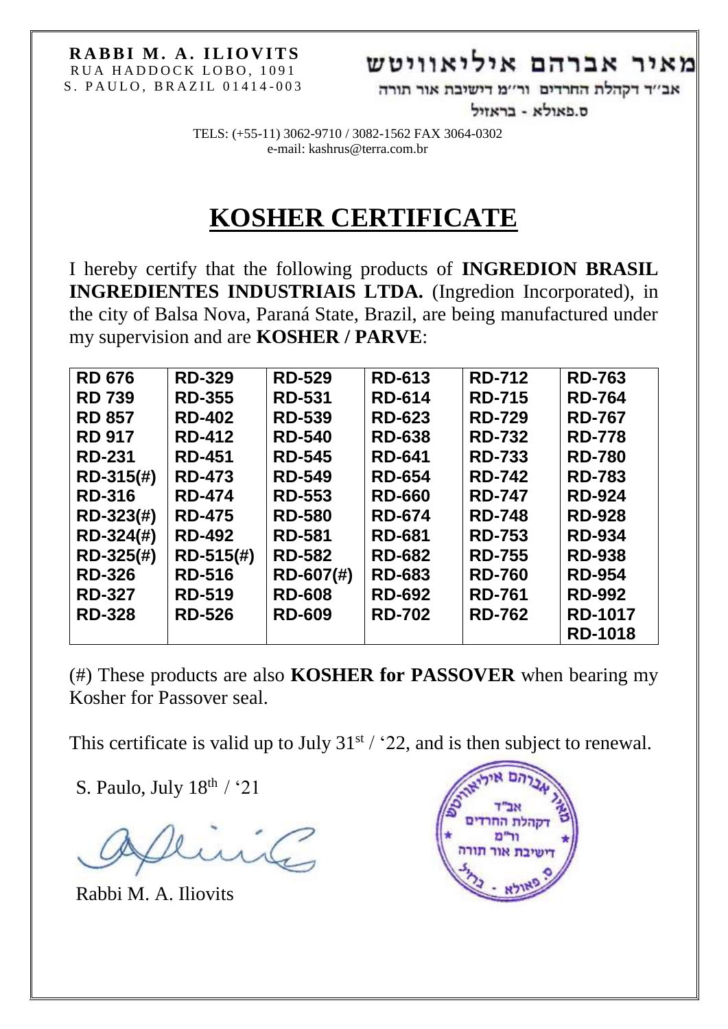**RABBI M. A. ILIOVITS**
RUA HADDOCK LOBO, 1091
S. PAULO, BRAZIL 01414-003

**מאיר אברהם איליאוויטש**
אב״ד דקהלת החרדים ור״מ דישיבת אור תורה
ס.פאולא - בראזיל

TELS: (+55-11) 3062-9710 / 3082-1562 FAX 3064-0302
e-mail: kashrus@terra.com.br

# KOSHER CERTIFICATE

I hereby certify that the following products of **INGREDION BRASIL INGREDIENTES INDUSTRIAIS LTDA.** (Ingredion Incorporated), in the city of Balsa Nova, Paraná State, Brazil, are being manufactured under my supervision and are **KOSHER / PARVE**:

| | | | | | |
|---|---|---|---|---|---|
| **RD 676** | **RD-329** | **RD-529** | **RD-613** | **RD-712** | **RD-763** |
| **RD 739** | **RD-355** | **RD-531** | **RD-614** | **RD-715** | **RD-764** |
| **RD 857** | **RD-402** | **RD-539** | **RD-623** | **RD-729** | **RD-767** |
| **RD 917** | **RD-412** | **RD-540** | **RD-638** | **RD-732** | **RD-778** |
| **RD-231** | **RD-451** | **RD-545** | **RD-641** | **RD-733** | **RD-780** |
| **RD-315(#)** | **RD-473** | **RD-549** | **RD-654** | **RD-742** | **RD-783** |
| **RD-316** | **RD-474** | **RD-553** | **RD-660** | **RD-747** | **RD-924** |
| **RD-323(#)** | **RD-475** | **RD-580** | **RD-674** | **RD-748** | **RD-928** |
| **RD-324(#)** | **RD-492** | **RD-581** | **RD-681** | **RD-753** | **RD-934** |
| **RD-325(#)** | **RD-515(#)** | **RD-582** | **RD-682** | **RD-755** | **RD-938** |
| **RD-326** | **RD-516** | **RD-607(#)** | **RD-683** | **RD-760** | **RD-954** |
| **RD-327** | **RD-519** | **RD-608** | **RD-692** | **RD-761** | **RD-992** |
| **RD-328** | **RD-526** | **RD-609** | **RD-702** | **RD-762** | **RD-1017** |
| | | | | | **RD-1018** |

(#) These products are also **KOSHER for PASSOVER** when bearing my Kosher for Passover seal.

This certificate is valid up to July 31st / '22, and is then subject to renewal.

S. Paulo, July 18th / '21

Rabbi M. A. Iliovits

מאיר אברהם איליאוויטש
אב"ד
דקהלת החרדים
ור"מ
דישיבת אור תורה
ס. פאולא - ברזיל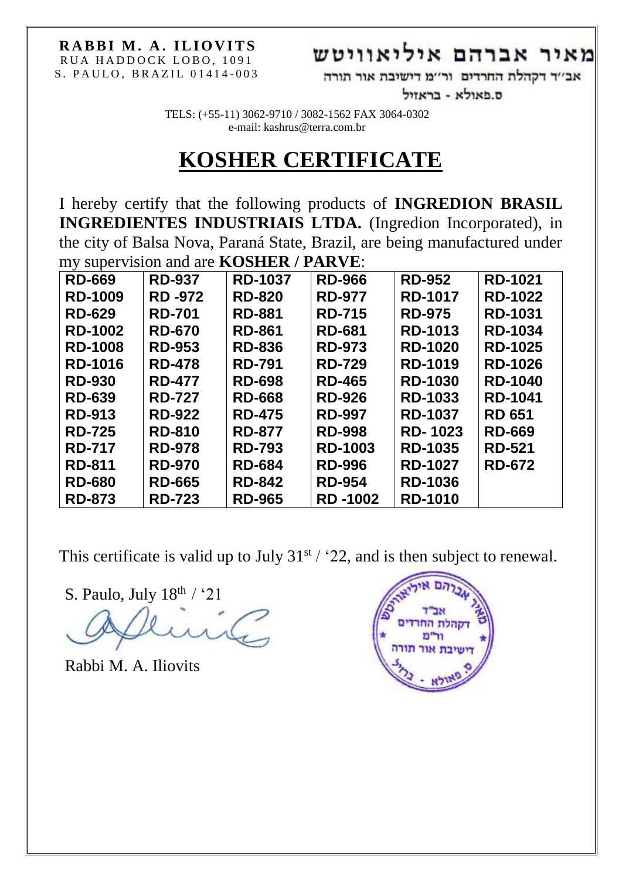**RABBI M. A. ILIOVITS**
RUA HADDOCK LOBO, 1091
S. PAULO, BRAZIL 01414-003

מאיר אברהם איליאוויטש
אב"ד דקהלת החרדים ור"מ דישיבת אור תורה
ס.פאולא - בראזיל

TELS: (+55-11) 3062-9710 / 3082-1562 FAX 3064-0302
e-mail: kashrus@terra.com.br

# KOSHER CERTIFICATE

I hereby certify that the following products of **INGREDION BRASIL INGREDIENTES INDUSTRIAIS LTDA.** (Ingredion Incorporated), in the city of Balsa Nova, Paraná State, Brazil, are being manufactured under my supervision and are **KOSHER / PARVE**:

| RD-669 | RD-937 | RD-1037 | RD-966 | RD-952 | RD-1021 |
|---|---|---|---|---|---|
| RD-1009 | RD -972 | RD-820 | RD-977 | RD-1017 | RD-1022 |
| RD-629 | RD-701 | RD-881 | RD-715 | RD-975 | RD-1031 |
| RD-1002 | RD-670 | RD-861 | RD-681 | RD-1013 | RD-1034 |
| RD-1008 | RD-953 | RD-836 | RD-973 | RD-1020 | RD-1025 |
| RD-1016 | RD-478 | RD-791 | RD-729 | RD-1019 | RD-1026 |
| RD-930 | RD-477 | RD-698 | RD-465 | RD-1030 | RD-1040 |
| RD-639 | RD-727 | RD-668 | RD-926 | RD-1033 | RD-1041 |
| RD-913 | RD-922 | RD-475 | RD-997 | RD-1037 | RD 651 |
| RD-725 | RD-810 | RD-877 | RD-998 | RD- 1023 | RD-669 |
| RD-717 | RD-978 | RD-793 | RD-1003 | RD-1035 | RD-521 |
| RD-811 | RD-970 | RD-684 | RD-996 | RD-1027 | RD-672 |
| RD-680 | RD-665 | RD-842 | RD-954 | RD-1036 | |
| RD-873 | RD-723 | RD-965 | RD -1002 | RD-1010 | |

This certificate is valid up to July 31st / '22, and is then subject to renewal.

S. Paulo, July 18th / '21

Rabbi M. A. Iliovits

מאיר אברהם איליאוויטש
אב"ד
דקהלת החרדים
ור"מ
דישיבת אור תורה
ס. פאולא - ברזיל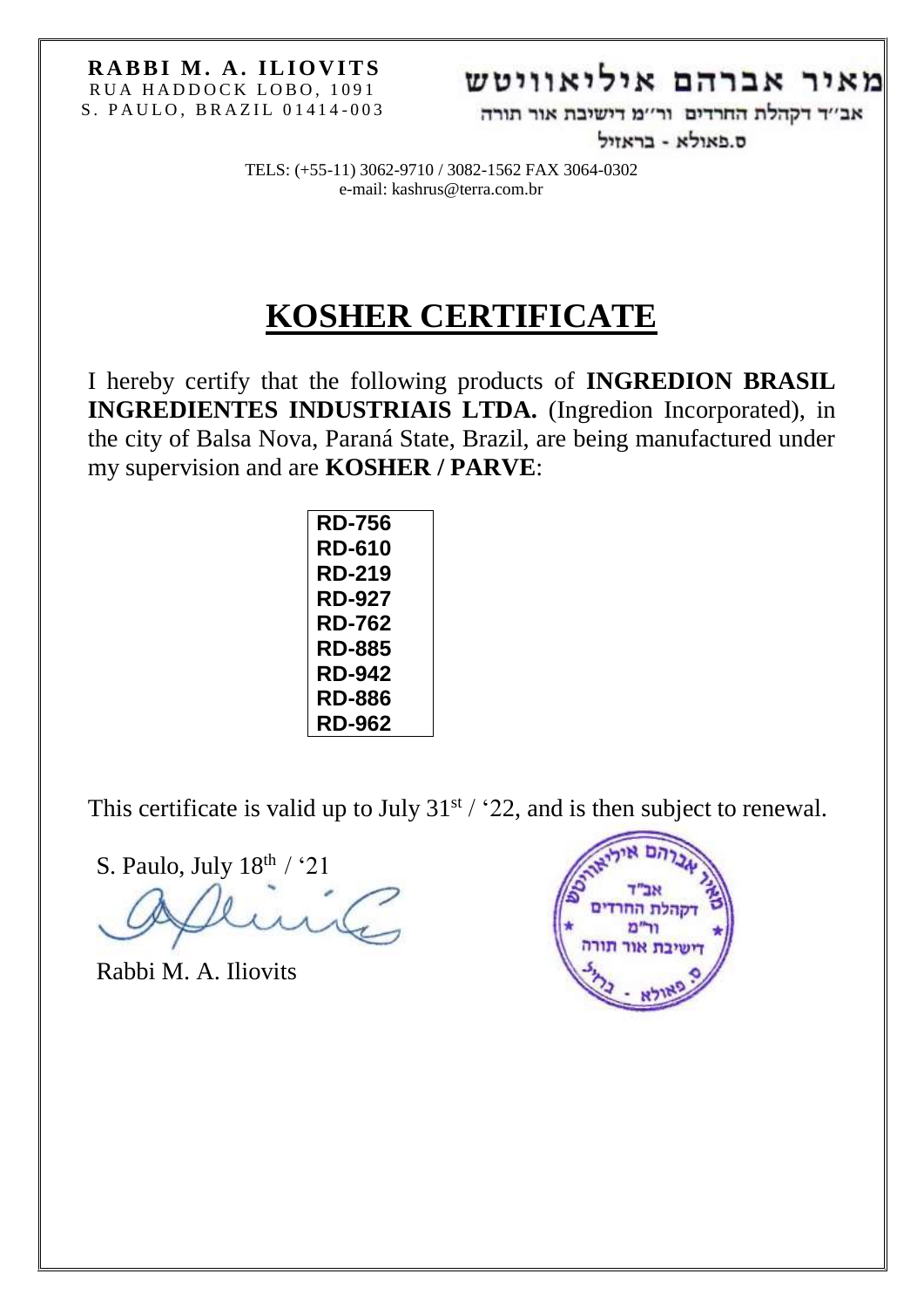**RABBI M. A. ILIOVITS**
RUA HADDOCK LOBO, 1091
S. PAULO, BRAZIL 01414-003

מאיר אברהם איליאוויטש
אב"ד דקהלת החרדים ור"מ דישיבת אור תורה
ס.פאולא - בראזיל

TELS: (+55-11) 3062-9710 / 3082-1562 FAX 3064-0302
e-mail: kashrus@terra.com.br

# KOSHER CERTIFICATE

I hereby certify that the following products of **INGREDION BRASIL INGREDIENTES INDUSTRIAIS LTDA.** (Ingredion Incorporated), in the city of Balsa Nova, Paraná State, Brazil, are being manufactured under my supervision and are **KOSHER / PARVE**:

| |
|---|
| **RD-756** |
| **RD-610** |
| **RD-219** |
| **RD-927** |
| **RD-762** |
| **RD-885** |
| **RD-942** |
| **RD-886** |
| **RD-962** |

This certificate is valid up to July 31st / '22, and is then subject to renewal.

S. Paulo, July 18th / '21

Rabbi M. A. Iliovits

מאיר אברהם איליאוויטש
אב"ד
דקהלת החרדים
ור"מ
דישיבת אור תורה
ס. פאולא - ברזיל